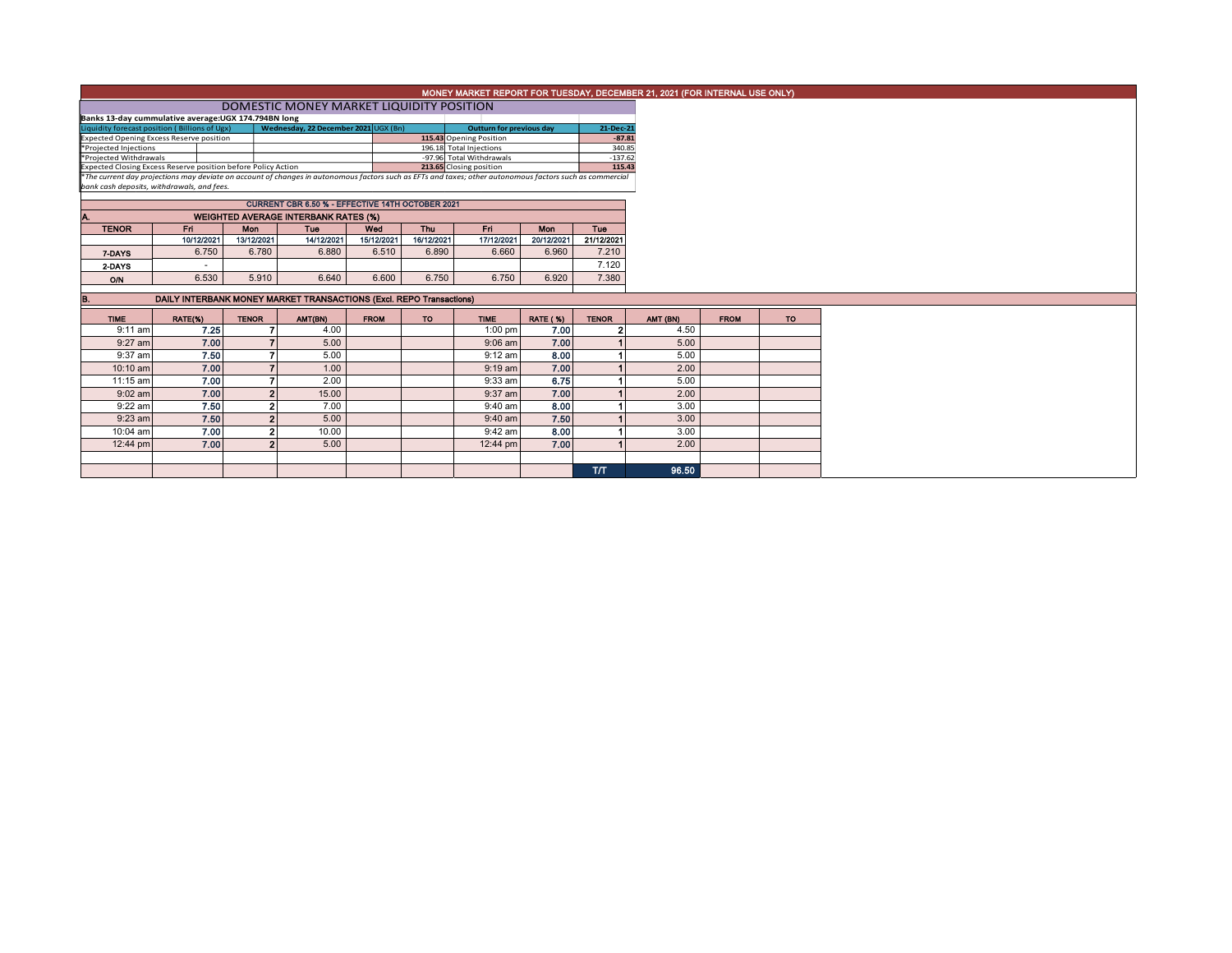# MONEY MARKET REPORT FOR TUESDAY, DECEMBER 21, 2021 (FOR INTERNAL USE ONLY)

## DOMESTIC MONEY MARKET LIQUIDITY POSITION

**Banks 13-day cummulative average:UGX 174.794BN long**

| Liquidity forecast position ( Billions of Ugx) | Wednesday, 22 December 2021 UGX (Bn) | Outturn for previous day | 21-Dec-21 |
|---|---|---|---|
| Expected Opening Excess Reserve position | 115.43 | Opening Position | -87.81 |
| *Projected Injections | 196.18 | Total Injections | 340.85 |
| *Projected Withdrawals | -97.96 | Total Withdrawals | -137.62 |
| Expected Closing Excess Reserve position before Policy Action | 213.65 | Closing position | 115.43 |

*The current day projections may deviate on account of changes in autonomous factors such as EFTs and taxes; other autonomous factors such as commercial bank cash deposits, withdrawals, and fees.*

**CURRENT CBR 6.50 % - EFFECTIVE 14TH OCTOBER 2021**

### A. WEIGHTED AVERAGE INTERBANK RATES (%)

| TENOR | Fri | Mon | Tue | Wed | Thu | Fri | Mon | Tue |
|---|---|---|---|---|---|---|---|---|
| | 10/12/2021 | 13/12/2021 | 14/12/2021 | 15/12/2021 | 16/12/2021 | 17/12/2021 | 20/12/2021 | 21/12/2021 |
| 7-DAYS | 6.750 | 6.780 | 6.880 | 6.510 | 6.890 | 6.660 | 6.960 | 7.210 |
| 2-DAYS | - | | | | | | | 7.120 |
| O/N | 6.530 | 5.910 | 6.640 | 6.600 | 6.750 | 6.750 | 6.920 | 7.380 |

### B. DAILY INTERBANK MONEY MARKET TRANSACTIONS (Excl. REPO Transactions)

| TIME | RATE(%) | TENOR | AMT(BN) | FROM | TO | TIME | RATE ( %) | TENOR | AMT (BN) | FROM | TO |
|---|---|---|---|---|---|---|---|---|---|---|---|
| 9:11 am | 7.25 | 7 | 4.00 | | | 1:00 pm | 7.00 | 2 | 4.50 | | |
| 9:27 am | 7.00 | 7 | 5.00 | | | 9:06 am | 7.00 | 1 | 5.00 | | |
| 9:37 am | 7.50 | 7 | 5.00 | | | 9:12 am | 8.00 | 1 | 5.00 | | |
| 10:10 am | 7.00 | 7 | 1.00 | | | 9:19 am | 7.00 | 1 | 2.00 | | |
| 11:15 am | 7.00 | 7 | 2.00 | | | 9:33 am | 6.75 | 1 | 5.00 | | |
| 9:02 am | 7.00 | 2 | 15.00 | | | 9:37 am | 7.00 | 1 | 2.00 | | |
| 9:22 am | 7.50 | 2 | 7.00 | | | 9:40 am | 8.00 | 1 | 3.00 | | |
| 9:23 am | 7.50 | 2 | 5.00 | | | 9:40 am | 7.50 | 1 | 3.00 | | |
| 10:04 am | 7.00 | 2 | 10.00 | | | 9:42 am | 8.00 | 1 | 3.00 | | |
| 12:44 pm | 7.00 | 2 | 5.00 | | | 12:44 pm | 7.00 | 1 | 2.00 | | |
| | | | | | | | | | | | |
| | | | | | | | | T/T | 96.50 | | |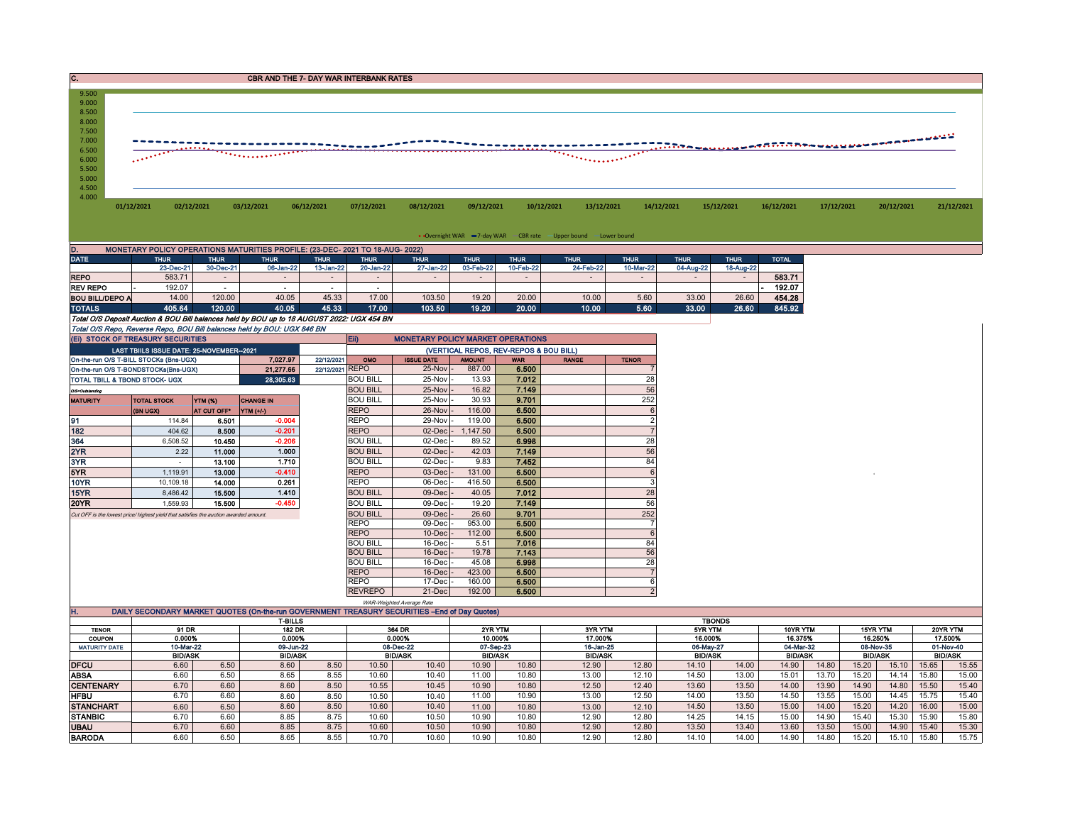## C. CBR AND THE 7- DAY WAR INTERBANK RATES

Y-axis: 9.500, 9.000, 8.500, 8.000, 7.500, 7.000, 6.500, 6.000, 5.500, 5.000, 4.500, 4.000

X-axis: 01/12/2021, 02/12/2021, 03/12/2021, 06/12/2021, 07/12/2021, 08/12/2021, 09/12/2021, 10/12/2021, 13/12/2021, 14/12/2021, 15/12/2021, 16/12/2021, 17/12/2021, 20/12/2021, 21/12/2021

Legend: Overnight WAR, 7-day WAR, CBR rate, Upper bound, Lower bound

## D. MONETARY POLICY OPERATIONS MATURITIES PROFILE: (23-DEC- 2021 TO 18-AUG- 2022)

| DATE | THUR | THUR | THUR | THUR | THUR | THUR | THUR | THUR | THUR | THUR | THUR | THUR | TOTAL |
|---|---|---|---|---|---|---|---|---|---|---|---|---|---|
| | 23-Dec-21 | 30-Dec-21 | 06-Jan-22 | 13-Jan-22 | 20-Jan-22 | 27-Jan-22 | 03-Feb-22 | 10-Feb-22 | 24-Feb-22 | 10-Mar-22 | 04-Aug-22 | 18-Aug-22 | |
| REPO | 583.71 | - | - | - | - | - | - | - | - | - | - | - | 583.71 |
| REV REPO | 192.07 | - | - | - | - | | | | | | | | 192.07 |
| BOU BILL/DEPO A | 14.00 | 120.00 | 40.05 | 45.33 | 17.00 | 103.50 | 19.20 | 20.00 | 10.00 | 5.60 | 33.00 | 26.60 | 454.28 |
| TOTALS | 405.64 | 120.00 | 40.05 | 45.33 | 17.00 | 103.50 | 19.20 | 20.00 | 10.00 | 5.60 | 33.00 | 26.60 | 845.92 |

*Total O/S Deposit Auction & BOU Bill balances held by BOU up to 18 AUGUST 2022: UGX 454 BN*

*Total O/S Repo, Reverse Repo, BOU Bill balances held by BOU: UGX 846 BN*

### (Ei) STOCK OF TREASURY SECURITIES

| LAST TBIILS ISSUE DATE: 25-NOVEMBER--2021 | | |
|---|---|---|
| On-the-run O/S T-BILL STOCKs (Bns-UGX) | 7,027.97 | 22/12/2021 |
| On-the-run O/S T-BONDSTOCKs(Bns-UGX) | 21,277.66 | 22/12/2021 |
| TOTAL TBILL & TBOND STOCK- UGX | 28,305.63 | |

O/S=Outstanding

| MATURITY | TOTAL STOCK (BN UGX) | YTM (%) AT CUT OFF* | CHANGE IN YTM (+/-) |
|---|---|---|---|
| 91 | 114.84 | 6.501 | -0.004 |
| 182 | 404.62 | 8.500 | -0.201 |
| 364 | 6,508.52 | 10.450 | -0.206 |
| 2YR | 2.22 | 11.000 | 1.000 |
| 3YR | - | 13.100 | 1.710 |
| 5YR | 1,119.91 | 13.000 | -0.410 |
| 10YR | 10,109.18 | 14.000 | 0.261 |
| 15YR | 8,486.42 | 15.500 | 1.410 |
| 20YR | 1,559.93 | 15.500 | -0.450 |

*Cut OFF is the lowest price/ highest yield that satisfies the auction awarded amount.*

### Eii) MONETARY POLICY MARKET OPERATIONS

(VERTICAL REPOS, REV-REPOS & BOU BILL)

| OMO | ISSUE DATE | AMOUNT | WAR | RANGE | TENOR |
|---|---|---|---|---|---|
| REPO | 25-Nov | 887.00 | 6.500 | | 7 |
| BOU BILL | 25-Nov | 13.93 | 7.012 | | 28 |
| BOU BILL | 25-Nov | 16.82 | 7.149 | | 56 |
| BOU BILL | 25-Nov | 30.93 | 9.701 | | 252 |
| REPO | 26-Nov | 116.00 | 6.500 | | 6 |
| REPO | 29-Nov | 119.00 | 6.500 | | 2 |
| REPO | 02-Dec | 1,147.50 | 6.500 | | 7 |
| BOU BILL | 02-Dec | 89.52 | 6.998 | | 28 |
| BOU BILL | 02-Dec | 42.03 | 7.149 | | 56 |
| BOU BILL | 02-Dec | 9.83 | 7.452 | | 84 |
| REPO | 03-Dec | 131.00 | 6.500 | | 6 |
| REPO | 06-Dec | 416.50 | 6.500 | | 3 |
| BOU BILL | 09-Dec | 40.05 | 7.012 | | 28 |
| BOU BILL | 09-Dec | 19.20 | 7.149 | | 56 |
| BOU BILL | 09-Dec | 26.60 | 9.701 | | 252 |
| REPO | 09-Dec | 953.00 | 6.500 | | 7 |
| REPO | 10-Dec | 112.00 | 6.500 | | 6 |
| BOU BILL | 16-Dec | 5.51 | 7.016 | | 84 |
| BOU BILL | 16-Dec | 19.78 | 7.143 | | 56 |
| BOU BILL | 16-Dec | 45.08 | 6.998 | | 28 |
| REPO | 16-Dec | 423.00 | 6.500 | | 7 |
| REPO | 17-Dec | 160.00 | 6.500 | | 6 |
| REVREPO | 21-Dec | 192.00 | 6.500 | | 2 |

*WAR-Weighted Average Rate*

## H. DAILY SECONDARY MARKET QUOTES (On-the-run GOVERNMENT TREASURY SECURITIES –End of Day Quotes)

| | T-BILLS | | | | | | TBONDS | | | | | | | | | | | |
|---|---|---|---|---|---|---|---|---|---|---|---|---|---|---|---|---|---|---|
| TENOR | 91 DR | | 182 DR | | 364 DR | | 2YR YTM | | 3YR YTM | | 5YR YTM | | 10YR YTM | | 15YR YTM | | 20YR YTM | |
| COUPON | 0.000% | | 0.000% | | 0.000% | | 10.000% | | 17.000% | | 16.000% | | 16.375% | | 16.250% | | 17.500% | |
| MATURITY DATE | 10-Mar-22 | | 09-Jun-22 | | 08-Dec-22 | | 07-Sep-23 | | 16-Jan-25 | | 06-May-27 | | 04-Mar-32 | | 08-Nov-35 | | 01-Nov-40 | |
| | BID/ASK | | BID/ASK | | BID/ASK | | BID/ASK | | BID/ASK | | BID/ASK | | BID/ASK | | BID/ASK | | BID/ASK | |
| DFCU | 6.60 | 6.50 | 8.60 | 8.50 | 10.50 | 10.40 | 10.90 | 10.80 | 12.90 | 12.80 | 14.10 | 14.00 | 14.90 | 14.80 | 15.20 | 15.10 | 15.65 | 15.55 |
| ABSA | 6.60 | 6.50 | 8.65 | 8.55 | 10.60 | 10.40 | 11.00 | 10.80 | 13.00 | 12.10 | 14.50 | 13.00 | 15.01 | 13.70 | 15.20 | 14.14 | 15.80 | 15.00 |
| CENTENARY | 6.70 | 6.60 | 8.60 | 8.50 | 10.55 | 10.45 | 10.90 | 10.80 | 12.50 | 12.40 | 13.60 | 13.50 | 14.00 | 13.90 | 14.90 | 14.80 | 15.50 | 15.40 |
| HFBU | 6.70 | 6.60 | 8.60 | 8.50 | 10.50 | 10.40 | 11.00 | 10.90 | 13.00 | 12.50 | 14.00 | 13.50 | 14.50 | 13.55 | 15.00 | 14.45 | 15.75 | 15.40 |
| STANCHART | 6.60 | 6.50 | 8.60 | 8.50 | 10.60 | 10.40 | 11.00 | 10.80 | 13.00 | 12.10 | 14.50 | 13.50 | 15.00 | 14.00 | 15.20 | 14.20 | 16.00 | 15.00 |
| STANBIC | 6.70 | 6.60 | 8.85 | 8.75 | 10.60 | 10.50 | 10.90 | 10.80 | 12.90 | 12.80 | 14.25 | 14.15 | 15.00 | 14.90 | 15.40 | 15.30 | 15.90 | 15.80 |
| UBAU | 6.70 | 6.60 | 8.85 | 8.75 | 10.60 | 10.50 | 10.90 | 10.80 | 12.90 | 12.80 | 13.50 | 13.40 | 13.60 | 13.50 | 15.00 | 14.90 | 15.40 | 15.30 |
| BARODA | 6.60 | 6.50 | 8.65 | 8.55 | 10.70 | 10.60 | 10.90 | 10.80 | 12.90 | 12.80 | 14.10 | 14.00 | 14.90 | 14.80 | 15.20 | 15.10 | 15.80 | 15.75 |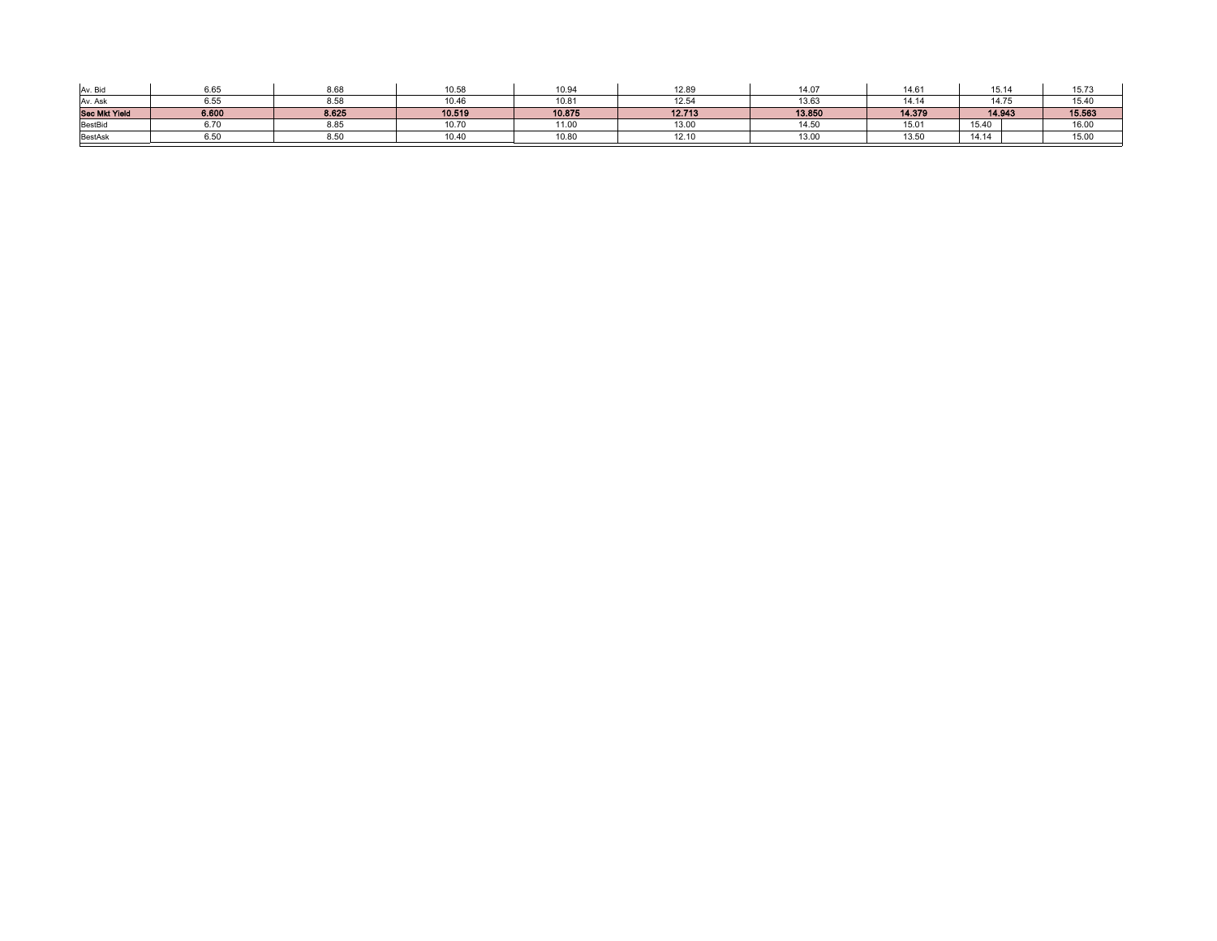| | | | | | | | | | |
|---|---|---|---|---|---|---|---|---|---|
| Av. Bid | 6.65 | 8.68 | 10.58 | 10.94 | 12.89 | 14.07 | 14.61 | 15.14 | 15.73 |
| Av. Ask | 6.55 | 8.58 | 10.46 | 10.81 | 12.54 | 13.63 | 14.14 | 14.75 | 15.40 |
| **Sec Mkt Yield** | **6.600** | **8.625** | **10.519** | **10.875** | **12.713** | **13.850** | **14.379** | **14.943** | **15.563** |
| BestBid | 6.70 | 8.85 | 10.70 | 11.00 | 13.00 | 14.50 | 15.01 | 15.40 | 16.00 |
| BestAsk | 6.50 | 8.50 | 10.40 | 10.80 | 12.10 | 13.00 | 13.50 | 14.14 | 15.00 |